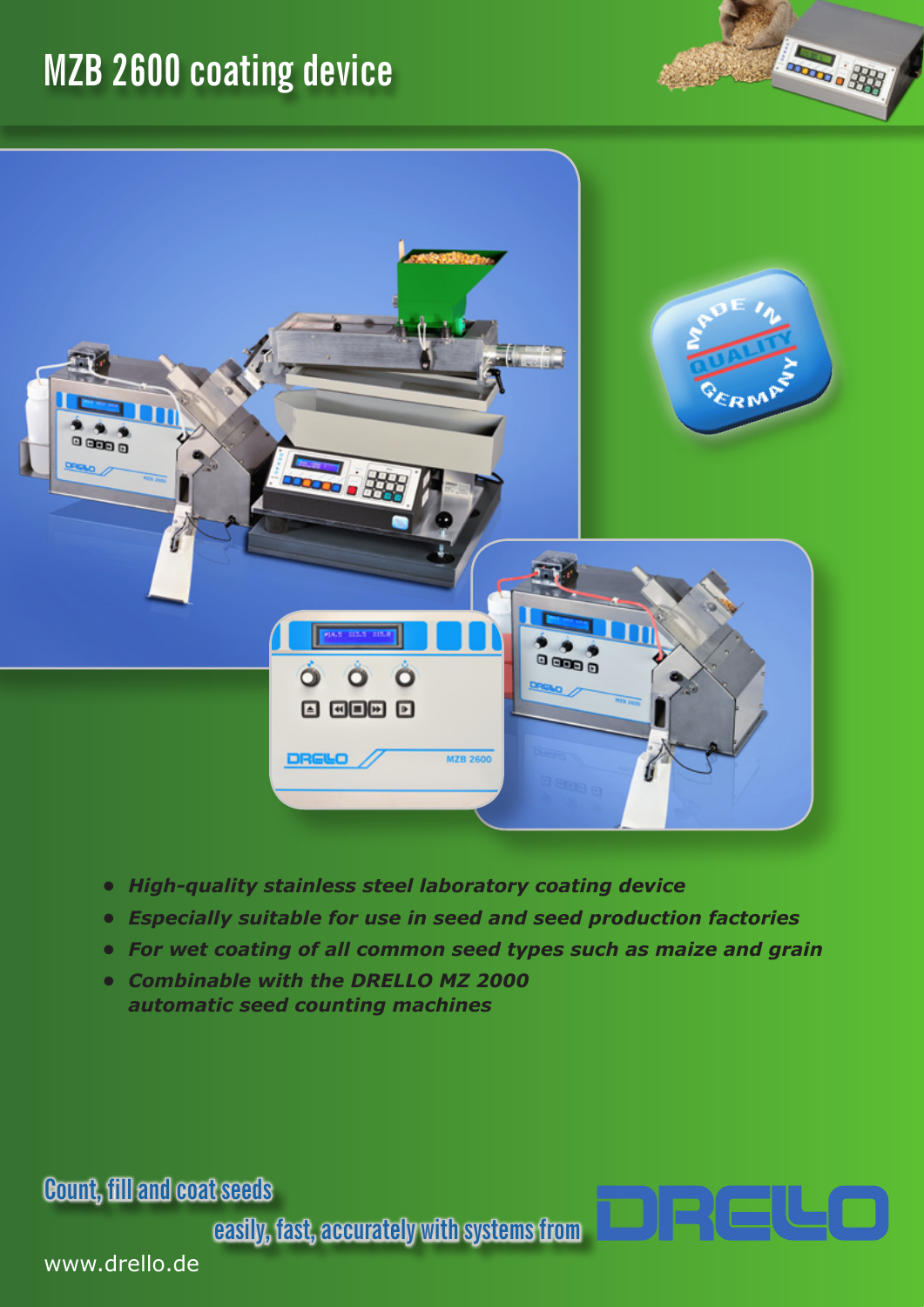# MZB 2600 coating device

- ***High-quality stainless steel laboratory coating device***
- ***Especially suitable for use in seed and seed production factories***
- ***For wet coating of all common seed types such as maize and grain***
- ***Combinable with the DRELLO MZ 2000 automatic seed counting machines***

Count, fill and coat seeds

easily, fast, accurately with systems from DRELLO

www.drello.de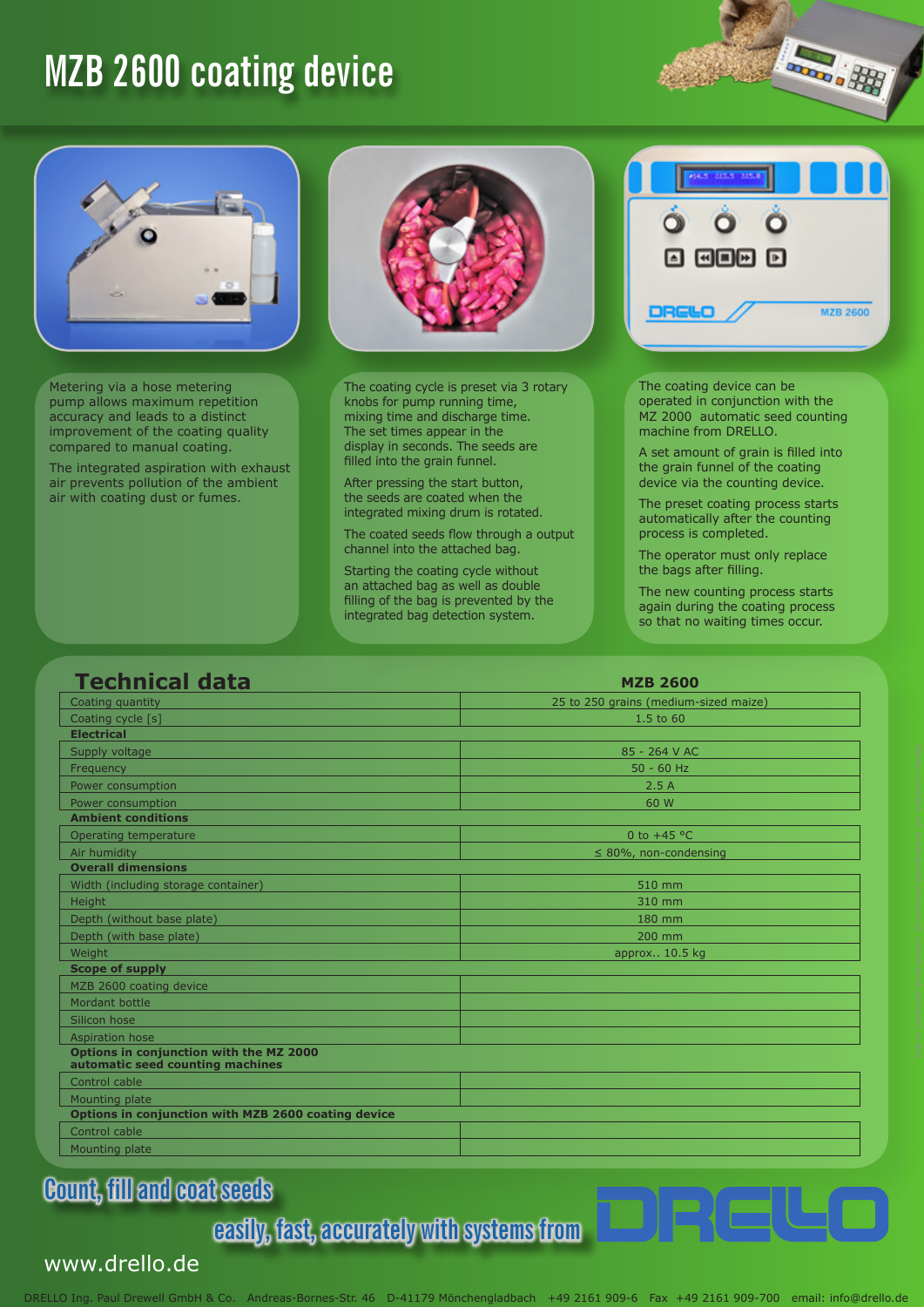# MZB 2600 coating device

Metering via a hose metering pump allows maximum repetition accuracy and leads to a distinct improvement of the coating quality compared to manual coating.

The integrated aspiration with exhaust air prevents pollution of the ambient air with coating dust or fumes.

The coating cycle is preset via 3 rotary knobs for pump running time, mixing time and discharge time. The set times appear in the display in seconds. The seeds are filled into the grain funnel.

After pressing the start button, the seeds are coated when the integrated mixing drum is rotated.

The coated seeds flow through a output channel into the attached bag.

Starting the coating cycle without an attached bag as well as double filling of the bag is prevented by the integrated bag detection system.

The coating device can be operated in conjunction with the MZ 2000 automatic seed counting machine from DRELLO.

A set amount of grain is filled into the grain funnel of the coating device via the counting device.

The preset coating process starts automatically after the counting process is completed.

The operator must only replace the bags after filling.

The new counting process starts again during the coating process so that no waiting times occur.

## Technical data

| | MZB 2600 |
|---|---|
| Coating quantity | 25 to 250 grains (medium-sized maize) |
| Coating cycle [s] | 1.5 to 60 |
| **Electrical** | |
| Supply voltage | 85 - 264 V AC |
| Frequency | 50 - 60 Hz |
| Power consumption | 2.5 A |
| Power consumption | 60 W |
| **Ambient conditions** | |
| Operating temperature | 0 to +45 °C |
| Air humidity | ≤ 80%, non-condensing |
| **Overall dimensions** | |
| Width (including storage container) | 510 mm |
| Height | 310 mm |
| Depth (without base plate) | 180 mm |
| Depth (with base plate) | 200 mm |
| Weight | approx.. 10.5 kg |
| **Scope of supply** | |
| MZB 2600 coating device | |
| Mordant bottle | |
| Silicon hose | |
| Aspiration hose | |
| **Options in conjunction with the MZ 2000 automatic seed counting machines** | |
| Control cable | |
| Mounting plate | |
| **Options in conjunction with MZB 2600 coating device** | |
| Control cable | |
| Mounting plate | |

Count, fill and coat seeds easily, fast, accurately with systems from DRELLO

www.drello.de

DRELLO Ing. Paul Drewell GmbH & Co. Andreas-Bornes-Str. 46 D-41179 Mönchengladbach +49 2161 909-6 Fax +49 2161 909-700 email: info@drello.de